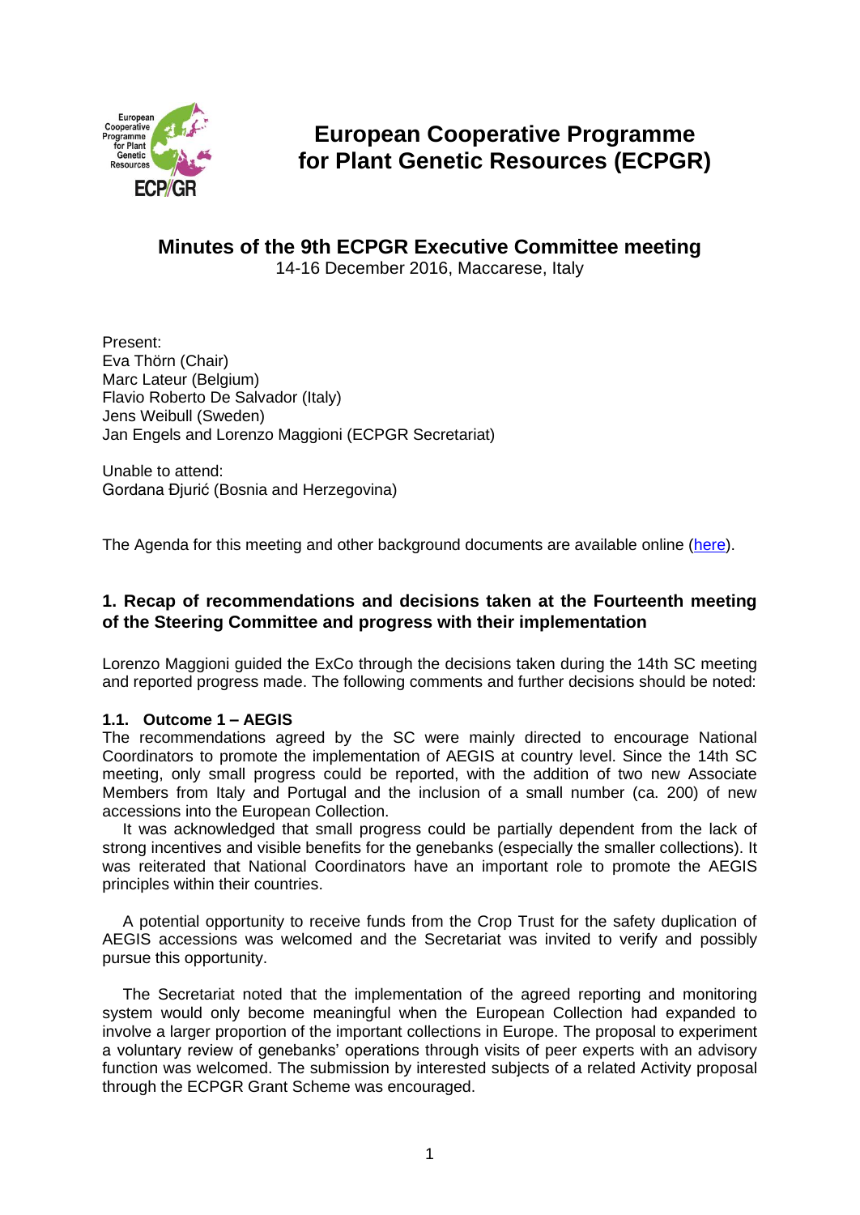# European Cooperative Programme for Plant Genetic Resources (ECPGR)

## Minutes of the 9th ECPGR Executive Committee meeting

14-16 December 2016, Maccarese, Italy

Present:
Eva Thörn (Chair)
Marc Lateur (Belgium)
Flavio Roberto De Salvador (Italy)
Jens Weibull (Sweden)
Jan Engels and Lorenzo Maggioni (ECPGR Secretariat)

Unable to attend:
Gordana Đjurić (Bosnia and Herzegovina)

The Agenda for this meeting and other background documents are available online (here).

### 1. Recap of recommendations and decisions taken at the Fourteenth meeting of the Steering Committee and progress with their implementation

Lorenzo Maggioni guided the ExCo through the decisions taken during the 14th SC meeting and reported progress made. The following comments and further decisions should be noted:

#### 1.1. Outcome 1 – AEGIS

The recommendations agreed by the SC were mainly directed to encourage National Coordinators to promote the implementation of AEGIS at country level. Since the 14th SC meeting, only small progress could be reported, with the addition of two new Associate Members from Italy and Portugal and the inclusion of a small number (ca. 200) of new accessions into the European Collection.

It was acknowledged that small progress could be partially dependent from the lack of strong incentives and visible benefits for the genebanks (especially the smaller collections). It was reiterated that National Coordinators have an important role to promote the AEGIS principles within their countries.

A potential opportunity to receive funds from the Crop Trust for the safety duplication of AEGIS accessions was welcomed and the Secretariat was invited to verify and possibly pursue this opportunity.

The Secretariat noted that the implementation of the agreed reporting and monitoring system would only become meaningful when the European Collection had expanded to involve a larger proportion of the important collections in Europe. The proposal to experiment a voluntary review of genebanks' operations through visits of peer experts with an advisory function was welcomed. The submission by interested subjects of a related Activity proposal through the ECPGR Grant Scheme was encouraged.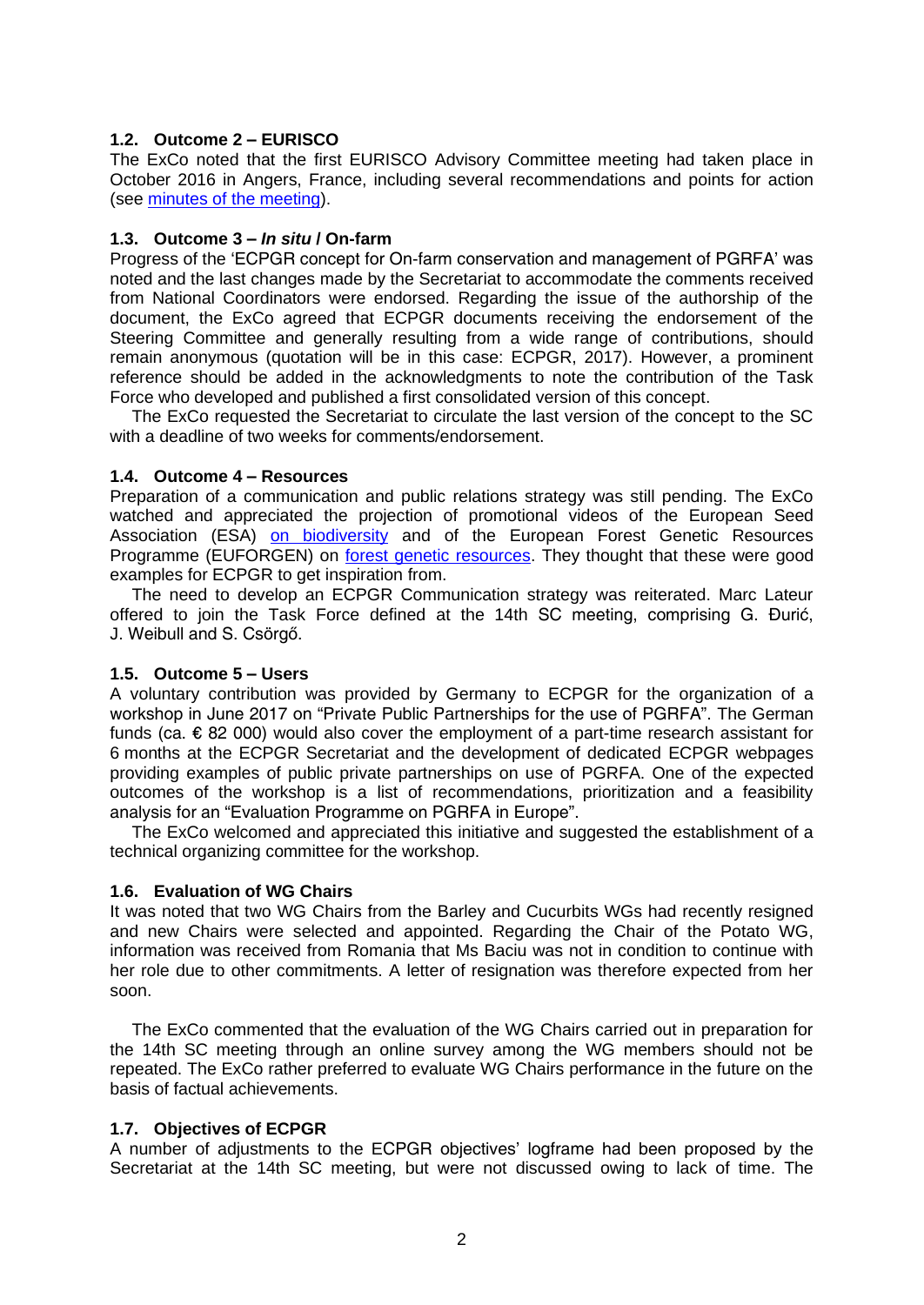### 1.2. Outcome 2 – EURISCO

The ExCo noted that the first EURISCO Advisory Committee meeting had taken place in October 2016 in Angers, France, including several recommendations and points for action (see minutes of the meeting).

### 1.3. Outcome 3 – *In situ* / On-farm

Progress of the 'ECPGR concept for On-farm conservation and management of PGRFA' was noted and the last changes made by the Secretariat to accommodate the comments received from National Coordinators were endorsed. Regarding the issue of the authorship of the document, the ExCo agreed that ECPGR documents receiving the endorsement of the Steering Committee and generally resulting from a wide range of contributions, should remain anonymous (quotation will be in this case: ECPGR, 2017). However, a prominent reference should be added in the acknowledgments to note the contribution of the Task Force who developed and published a first consolidated version of this concept.

The ExCo requested the Secretariat to circulate the last version of the concept to the SC with a deadline of two weeks for comments/endorsement.

### 1.4. Outcome 4 – Resources

Preparation of a communication and public relations strategy was still pending. The ExCo watched and appreciated the projection of promotional videos of the European Seed Association (ESA) on biodiversity and of the European Forest Genetic Resources Programme (EUFORGEN) on forest genetic resources. They thought that these were good examples for ECPGR to get inspiration from.

The need to develop an ECPGR Communication strategy was reiterated. Marc Lateur offered to join the Task Force defined at the 14th SC meeting, comprising G. Đurić, J. Weibull and S. Csörgő.

### 1.5. Outcome 5 – Users

A voluntary contribution was provided by Germany to ECPGR for the organization of a workshop in June 2017 on "Private Public Partnerships for the use of PGRFA". The German funds (ca. € 82 000) would also cover the employment of a part-time research assistant for 6 months at the ECPGR Secretariat and the development of dedicated ECPGR webpages providing examples of public private partnerships on use of PGRFA. One of the expected outcomes of the workshop is a list of recommendations, prioritization and a feasibility analysis for an "Evaluation Programme on PGRFA in Europe".

The ExCo welcomed and appreciated this initiative and suggested the establishment of a technical organizing committee for the workshop.

### 1.6. Evaluation of WG Chairs

It was noted that two WG Chairs from the Barley and Cucurbits WGs had recently resigned and new Chairs were selected and appointed. Regarding the Chair of the Potato WG, information was received from Romania that Ms Baciu was not in condition to continue with her role due to other commitments. A letter of resignation was therefore expected from her soon.

The ExCo commented that the evaluation of the WG Chairs carried out in preparation for the 14th SC meeting through an online survey among the WG members should not be repeated. The ExCo rather preferred to evaluate WG Chairs performance in the future on the basis of factual achievements.

### 1.7. Objectives of ECPGR

A number of adjustments to the ECPGR objectives' logframe had been proposed by the Secretariat at the 14th SC meeting, but were not discussed owing to lack of time. The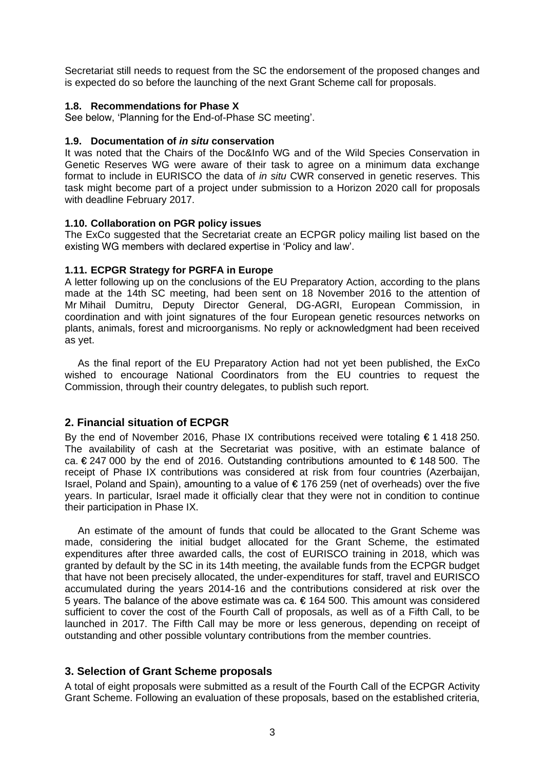Secretariat still needs to request from the SC the endorsement of the proposed changes and is expected do so before the launching of the next Grant Scheme call for proposals.

### 1.8. Recommendations for Phase X

See below, 'Planning for the End-of-Phase SC meeting'.

### 1.9. Documentation of *in situ* conservation

It was noted that the Chairs of the Doc&Info WG and of the Wild Species Conservation in Genetic Reserves WG were aware of their task to agree on a minimum data exchange format to include in EURISCO the data of *in situ* CWR conserved in genetic reserves. This task might become part of a project under submission to a Horizon 2020 call for proposals with deadline February 2017.

### 1.10. Collaboration on PGR policy issues

The ExCo suggested that the Secretariat create an ECPGR policy mailing list based on the existing WG members with declared expertise in 'Policy and law'.

### 1.11. ECPGR Strategy for PGRFA in Europe

A letter following up on the conclusions of the EU Preparatory Action, according to the plans made at the 14th SC meeting, had been sent on 18 November 2016 to the attention of Mr Mihail Dumitru, Deputy Director General, DG-AGRI, European Commission, in coordination and with joint signatures of the four European genetic resources networks on plants, animals, forest and microorganisms. No reply or acknowledgment had been received as yet.

As the final report of the EU Preparatory Action had not yet been published, the ExCo wished to encourage National Coordinators from the EU countries to request the Commission, through their country delegates, to publish such report.

## 2. Financial situation of ECPGR

By the end of November 2016, Phase IX contributions received were totaling € 1 418 250. The availability of cash at the Secretariat was positive, with an estimate balance of ca. € 247 000 by the end of 2016. Outstanding contributions amounted to € 148 500. The receipt of Phase IX contributions was considered at risk from four countries (Azerbaijan, Israel, Poland and Spain), amounting to a value of € 176 259 (net of overheads) over the five years. In particular, Israel made it officially clear that they were not in condition to continue their participation in Phase IX.

An estimate of the amount of funds that could be allocated to the Grant Scheme was made, considering the initial budget allocated for the Grant Scheme, the estimated expenditures after three awarded calls, the cost of EURISCO training in 2018, which was granted by default by the SC in its 14th meeting, the available funds from the ECPGR budget that have not been precisely allocated, the under-expenditures for staff, travel and EURISCO accumulated during the years 2014-16 and the contributions considered at risk over the 5 years. The balance of the above estimate was ca. € 164 500. This amount was considered sufficient to cover the cost of the Fourth Call of proposals, as well as of a Fifth Call, to be launched in 2017. The Fifth Call may be more or less generous, depending on receipt of outstanding and other possible voluntary contributions from the member countries.

## 3. Selection of Grant Scheme proposals

A total of eight proposals were submitted as a result of the Fourth Call of the ECPGR Activity Grant Scheme. Following an evaluation of these proposals, based on the established criteria,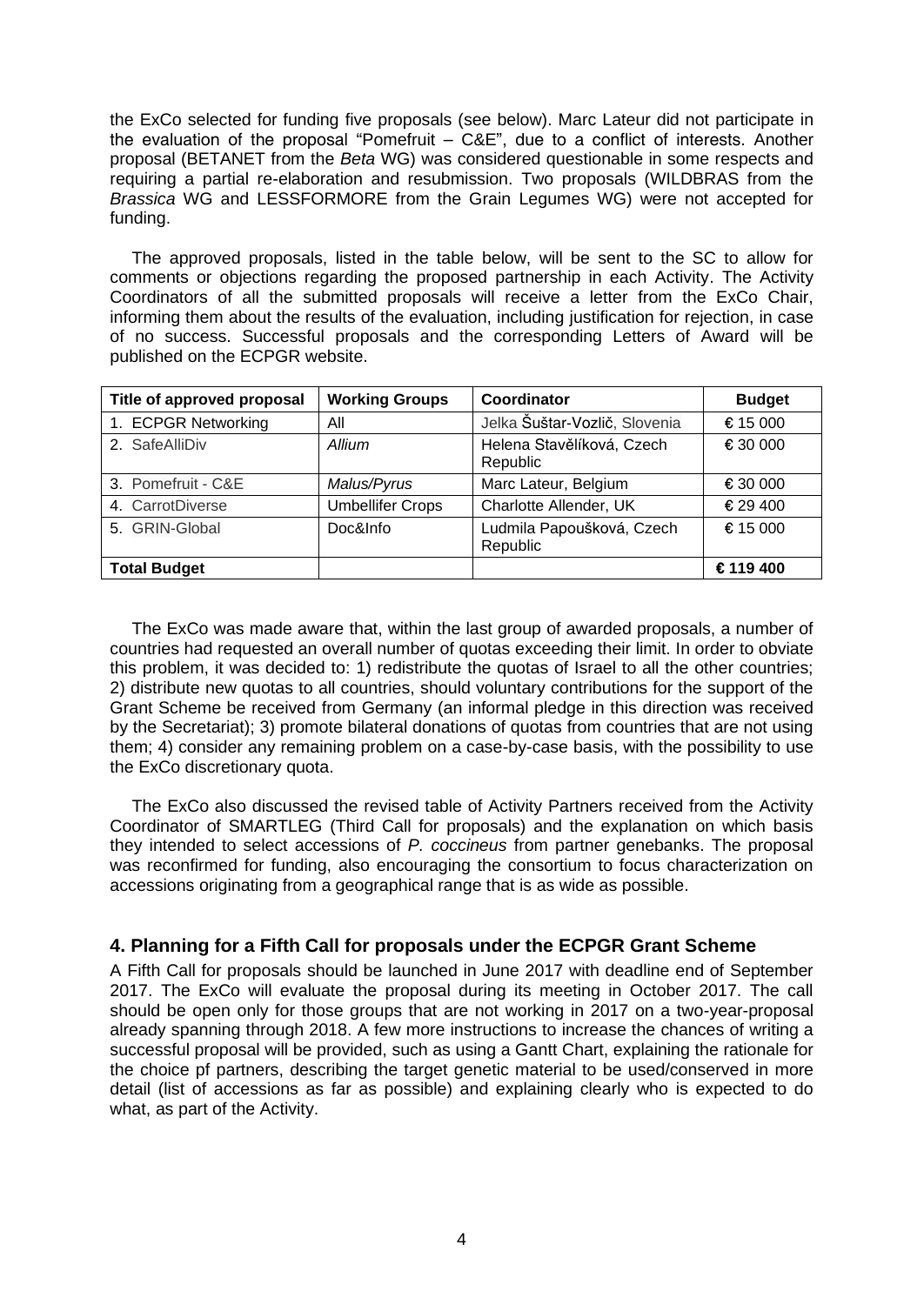the ExCo selected for funding five proposals (see below). Marc Lateur did not participate in the evaluation of the proposal "Pomefruit – C&E", due to a conflict of interests. Another proposal (BETANET from the *Beta* WG) was considered questionable in some respects and requiring a partial re-elaboration and resubmission. Two proposals (WILDBRAS from the *Brassica* WG and LESSFORMORE from the Grain Legumes WG) were not accepted for funding.

The approved proposals, listed in the table below, will be sent to the SC to allow for comments or objections regarding the proposed partnership in each Activity. The Activity Coordinators of all the submitted proposals will receive a letter from the ExCo Chair, informing them about the results of the evaluation, including justification for rejection, in case of no success. Successful proposals and the corresponding Letters of Award will be published on the ECPGR website.

| Title of approved proposal | Working Groups | Coordinator | Budget |
|---|---|---|---|
| 1. ECPGR Networking | All | Jelka Šuštar-Vozlič, Slovenia | € 15 000 |
| 2. SafeAlliDiv | *Allium* | Helena Stavělíková, Czech Republic | € 30 000 |
| 3. Pomefruit - C&E | *Malus/Pyrus* | Marc Lateur, Belgium | € 30 000 |
| 4. CarrotDiverse | Umbellifer Crops | Charlotte Allender, UK | € 29 400 |
| 5. GRIN-Global | Doc&Info | Ludmila Papoušková, Czech Republic | € 15 000 |
| **Total Budget** | | | **€ 119 400** |

The ExCo was made aware that, within the last group of awarded proposals, a number of countries had requested an overall number of quotas exceeding their limit. In order to obviate this problem, it was decided to: 1) redistribute the quotas of Israel to all the other countries; 2) distribute new quotas to all countries, should voluntary contributions for the support of the Grant Scheme be received from Germany (an informal pledge in this direction was received by the Secretariat); 3) promote bilateral donations of quotas from countries that are not using them; 4) consider any remaining problem on a case-by-case basis, with the possibility to use the ExCo discretionary quota.

The ExCo also discussed the revised table of Activity Partners received from the Activity Coordinator of SMARTLEG (Third Call for proposals) and the explanation on which basis they intended to select accessions of *P. coccineus* from partner genebanks. The proposal was reconfirmed for funding, also encouraging the consortium to focus characterization on accessions originating from a geographical range that is as wide as possible.

## 4. Planning for a Fifth Call for proposals under the ECPGR Grant Scheme

A Fifth Call for proposals should be launched in June 2017 with deadline end of September 2017. The ExCo will evaluate the proposal during its meeting in October 2017. The call should be open only for those groups that are not working in 2017 on a two-year-proposal already spanning through 2018. A few more instructions to increase the chances of writing a successful proposal will be provided, such as using a Gantt Chart, explaining the rationale for the choice pf partners, describing the target genetic material to be used/conserved in more detail (list of accessions as far as possible) and explaining clearly who is expected to do what, as part of the Activity.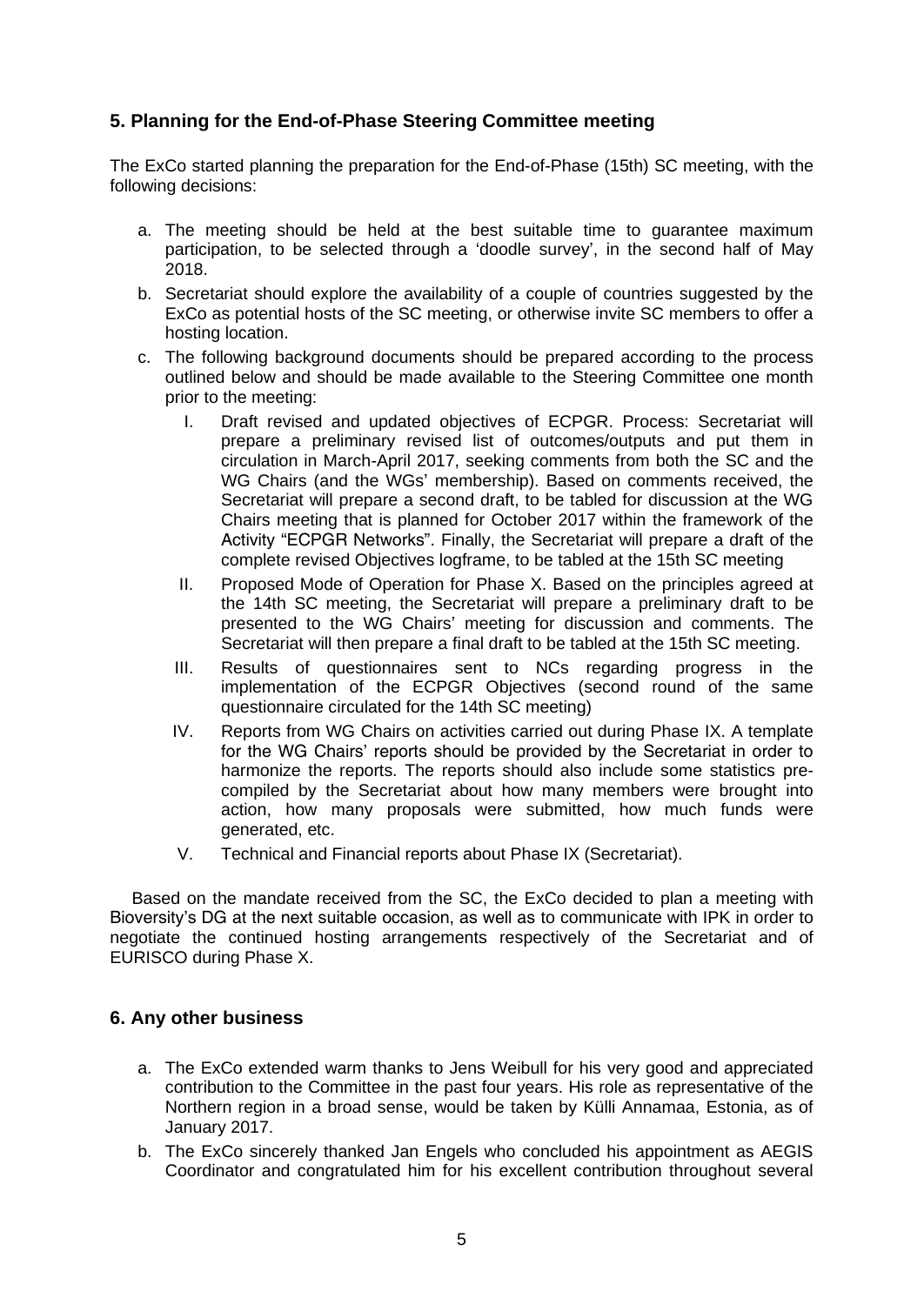## 5. Planning for the End-of-Phase Steering Committee meeting

The ExCo started planning the preparation for the End-of-Phase (15th) SC meeting, with the following decisions:

a. The meeting should be held at the best suitable time to guarantee maximum participation, to be selected through a 'doodle survey', in the second half of May 2018.

b. Secretariat should explore the availability of a couple of countries suggested by the ExCo as potential hosts of the SC meeting, or otherwise invite SC members to offer a hosting location.

c. The following background documents should be prepared according to the process outlined below and should be made available to the Steering Committee one month prior to the meeting:

   I. Draft revised and updated objectives of ECPGR. Process: Secretariat will prepare a preliminary revised list of outcomes/outputs and put them in circulation in March-April 2017, seeking comments from both the SC and the WG Chairs (and the WGs' membership). Based on comments received, the Secretariat will prepare a second draft, to be tabled for discussion at the WG Chairs meeting that is planned for October 2017 within the framework of the Activity "ECPGR Networks". Finally, the Secretariat will prepare a draft of the complete revised Objectives logframe, to be tabled at the 15th SC meeting

   II. Proposed Mode of Operation for Phase X. Based on the principles agreed at the 14th SC meeting, the Secretariat will prepare a preliminary draft to be presented to the WG Chairs' meeting for discussion and comments. The Secretariat will then prepare a final draft to be tabled at the 15th SC meeting.

   III. Results of questionnaires sent to NCs regarding progress in the implementation of the ECPGR Objectives (second round of the same questionnaire circulated for the 14th SC meeting)

   IV. Reports from WG Chairs on activities carried out during Phase IX. A template for the WG Chairs' reports should be provided by the Secretariat in order to harmonize the reports. The reports should also include some statistics pre-compiled by the Secretariat about how many members were brought into action, how many proposals were submitted, how much funds were generated, etc.

   V. Technical and Financial reports about Phase IX (Secretariat).

Based on the mandate received from the SC, the ExCo decided to plan a meeting with Bioversity's DG at the next suitable occasion, as well as to communicate with IPK in order to negotiate the continued hosting arrangements respectively of the Secretariat and of EURISCO during Phase X.

## 6. Any other business

a. The ExCo extended warm thanks to Jens Weibull for his very good and appreciated contribution to the Committee in the past four years. His role as representative of the Northern region in a broad sense, would be taken by Külli Annamaa, Estonia, as of January 2017.

b. The ExCo sincerely thanked Jan Engels who concluded his appointment as AEGIS Coordinator and congratulated him for his excellent contribution throughout several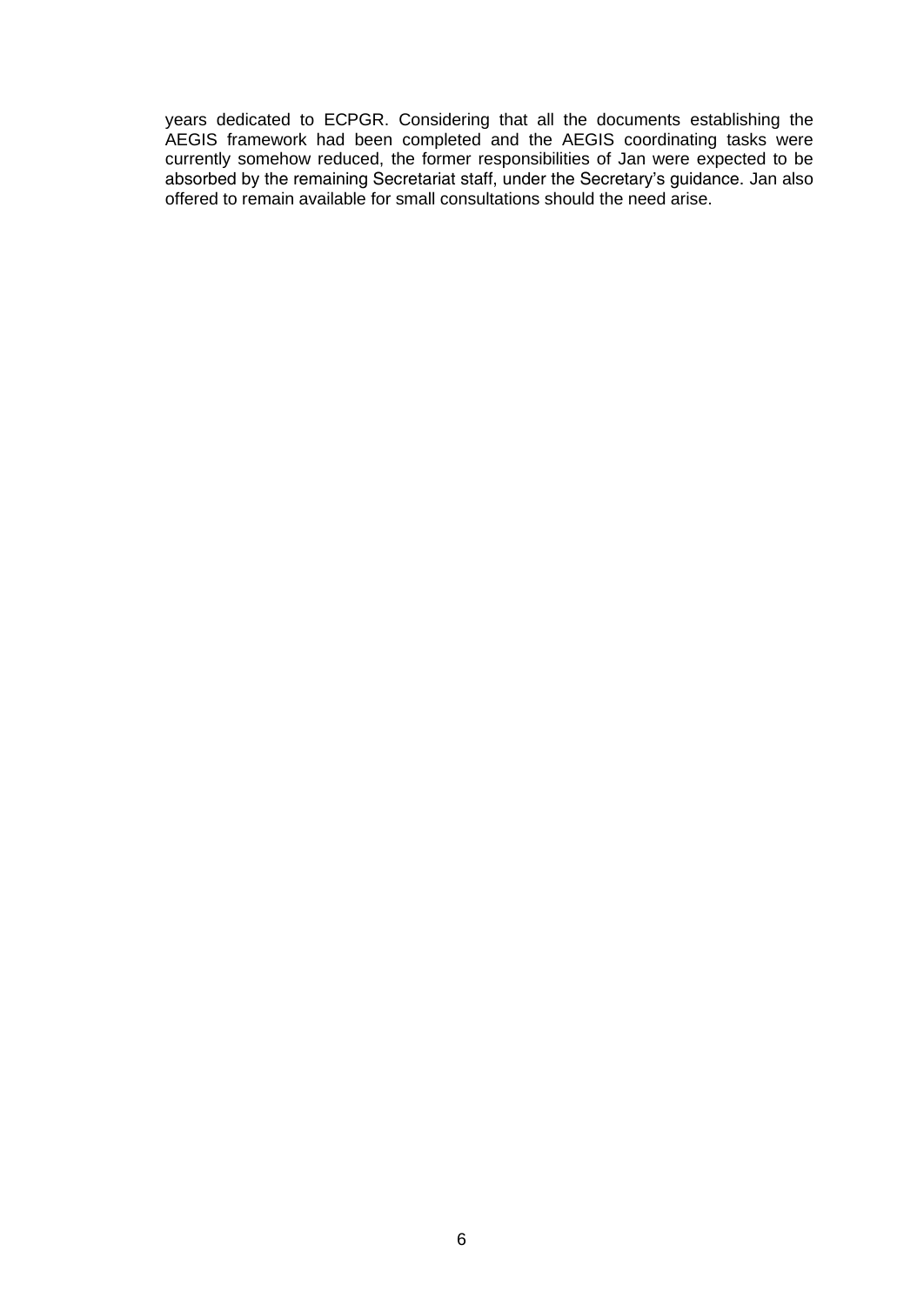years dedicated to ECPGR. Considering that all the documents establishing the AEGIS framework had been completed and the AEGIS coordinating tasks were currently somehow reduced, the former responsibilities of Jan were expected to be absorbed by the remaining Secretariat staff, under the Secretary's guidance. Jan also offered to remain available for small consultations should the need arise.